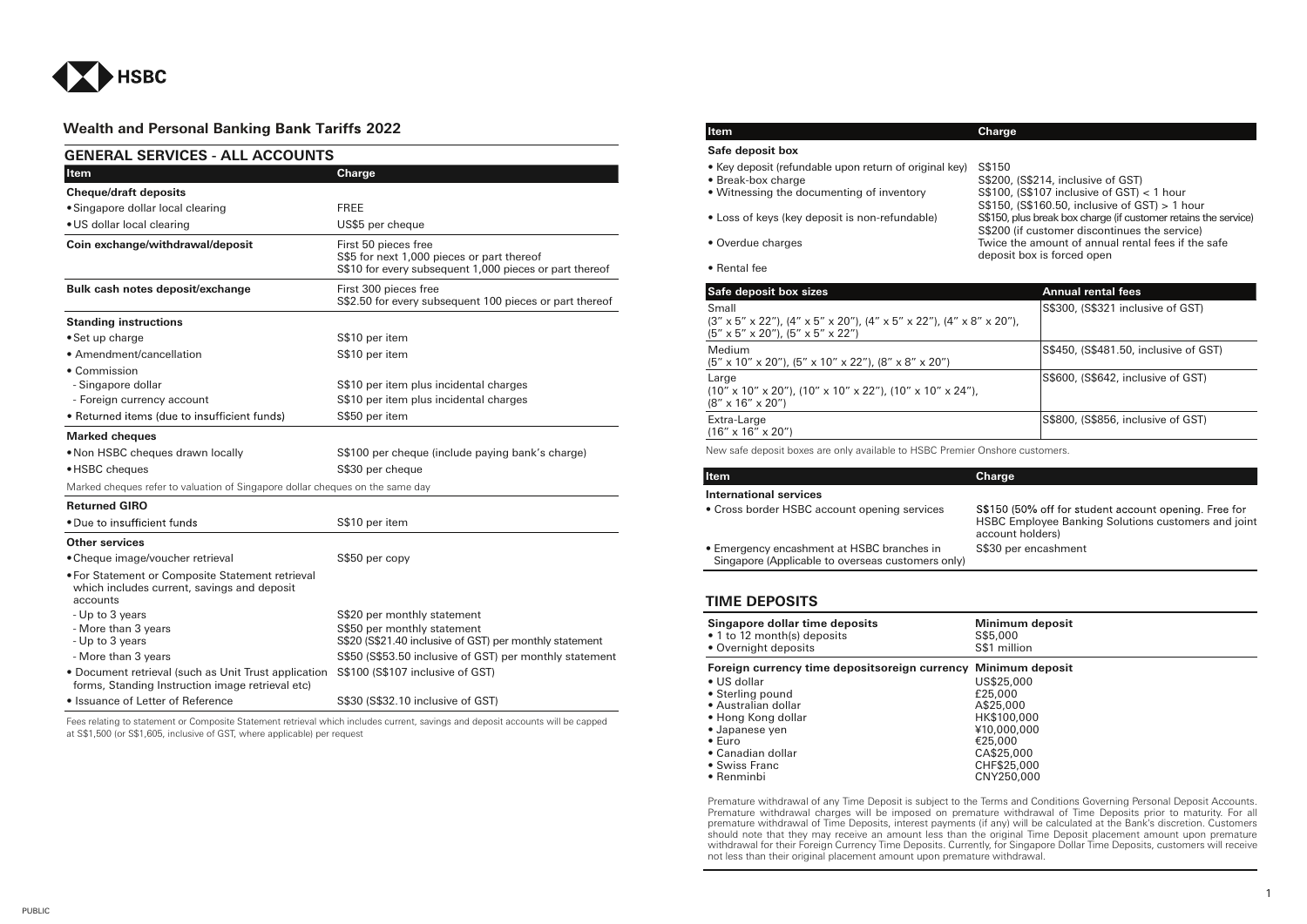# Wealth and Personal Banking Bank Tariffs 2022

## GENERAL SERVICES - ALL ACCOUNTS

| Item | Charge |
|---|---|
| **Cheque/draft deposits** | |
| • Singapore dollar local clearing | FREE |
| • US dollar local clearing | US$5 per cheque |
| **Coin exchange/withdrawal/deposit** | First 50 pieces free<br>S$5 for next 1,000 pieces or part thereof<br>S$10 for every subsequent 1,000 pieces or part thereof |
| **Bulk cash notes deposit/exchange** | First 300 pieces free<br>S$2.50 for every subsequent 100 pieces or part thereof |
| **Standing instructions** | |
| • Set up charge | S$10 per item |
| • Amendment/cancellation | S$10 per item |
| • Commission | |
| - Singapore dollar | S$10 per item plus incidental charges |
| - Foreign currency account | S$10 per item plus incidental charges |
| • Returned items (due to insufficient funds) | S$50 per item |
| **Marked cheques** | |
| • Non HSBC cheques drawn locally | S$100 per cheque (include paying bank's charge) |
| • HSBC cheques | S$30 per cheque |

Marked cheques refer to valuation of Singapore dollar cheques on the same day

| Item | Charge |
|---|---|
| **Returned GIRO** | |
| • Due to insufficient funds | S$10 per item |
| **Other services** | |
| • Cheque image/voucher retrieval | S$50 per copy |
| • For Statement or Composite Statement retrieval which includes current, savings and deposit accounts | |
| - Up to 3 years | S$20 per monthly statement |
| - More than 3 years | S$50 per monthly statement |
| - Up to 3 years | S$20 (S$21.40 inclusive of GST) per monthly statement |
| - More than 3 years | S$50 (S$53.50 inclusive of GST) per monthly statement |
| • Document retrieval (such as Unit Trust application forms, Standing Instruction image retrieval etc) | S$100 (S$107 inclusive of GST) |
| • Issuance of Letter of Reference | S$30 (S$32.10 inclusive of GST) |

Fees relating to statement or Composite Statement retrieval which includes current, savings and deposit accounts will be capped at S$1,500 (or S$1,605, inclusive of GST, where applicable) per request

| Item | Charge |
|---|---|
| **Safe deposit box** | |
| • Key deposit (refundable upon return of original key) | S$150 |
| • Break-box charge | S$200, (S$214, inclusive of GST) |
| • Witnessing the documenting of inventory | S$100, (S$107 inclusive of GST) < 1 hour<br>S$150, (S$160.50, inclusive of GST) > 1 hour |
| • Loss of keys (key deposit is non-refundable) | S$150, plus break box charge (if customer retains the service)<br>S$200 (if customer discontinues the service) |
| • Overdue charges | Twice the amount of annual rental fees if the safe deposit box is forced open |
| • Rental fee | |

| Safe deposit box sizes | Annual rental fees |
|---|---|
| Small<br>(3" x 5" x 22"), (4" x 5" x 20"), (4" x 5" x 22"), (4" x 8" x 20"), (5" x 5" x 20"), (5" x 5" x 22") | S$300, (S$321 inclusive of GST) |
| Medium<br>(5" x 10" x 20"), (5" x 10" x 22"), (8" x 8" x 20") | S$450, (S$481.50, inclusive of GST) |
| Large<br>(10" x 10" x 20"), (10" x 10" x 22"), (10" x 10" x 24"), (8" x 16" x 20") | S$600, (S$642, inclusive of GST) |
| Extra-Large<br>(16" x 16" x 20") | S$800, (S$856, inclusive of GST) |

New safe deposit boxes are only available to HSBC Premier Onshore customers.

| Item | Charge |
|---|---|
| **International services** | |
| • Cross border HSBC account opening services | S$150 (50% off for student account opening. Free for HSBC Employee Banking Solutions customers and joint account holders) |
| • Emergency encashment at HSBC branches in Singapore (Applicable to overseas customers only) | S$30 per encashment |

## TIME DEPOSITS

| Singapore dollar time deposits | Minimum deposit |
|---|---|
| • 1 to 12 month(s) deposits | S$5,000 |
| • Overnight deposits | S$1 million |

| Foreign currency time depositsoreign currency | Minimum deposit |
|---|---|
| • US dollar | US$25,000 |
| • Sterling pound | £25,000 |
| • Australian dollar | A$25,000 |
| • Hong Kong dollar | HK$100,000 |
| • Japanese yen | ¥10,000,000 |
| • Euro | €25,000 |
| • Canadian dollar | CA$25,000 |
| • Swiss Franc | CHF$25,000 |
| • Renminbi | CNY250,000 |

Premature withdrawal of any Time Deposit is subject to the Terms and Conditions Governing Personal Deposit Accounts. Premature withdrawal charges will be imposed on premature withdrawal of Time Deposits prior to maturity. For all premature withdrawal of Time Deposits, interest payments (if any) will be calculated at the Bank's discretion. Customers should note that they may receive an amount less than the original Time Deposit placement amount upon premature withdrawal for their Foreign Currency Time Deposits. Currently, for Singapore Dollar Time Deposits, customers will receive not less than their original placement amount upon premature withdrawal.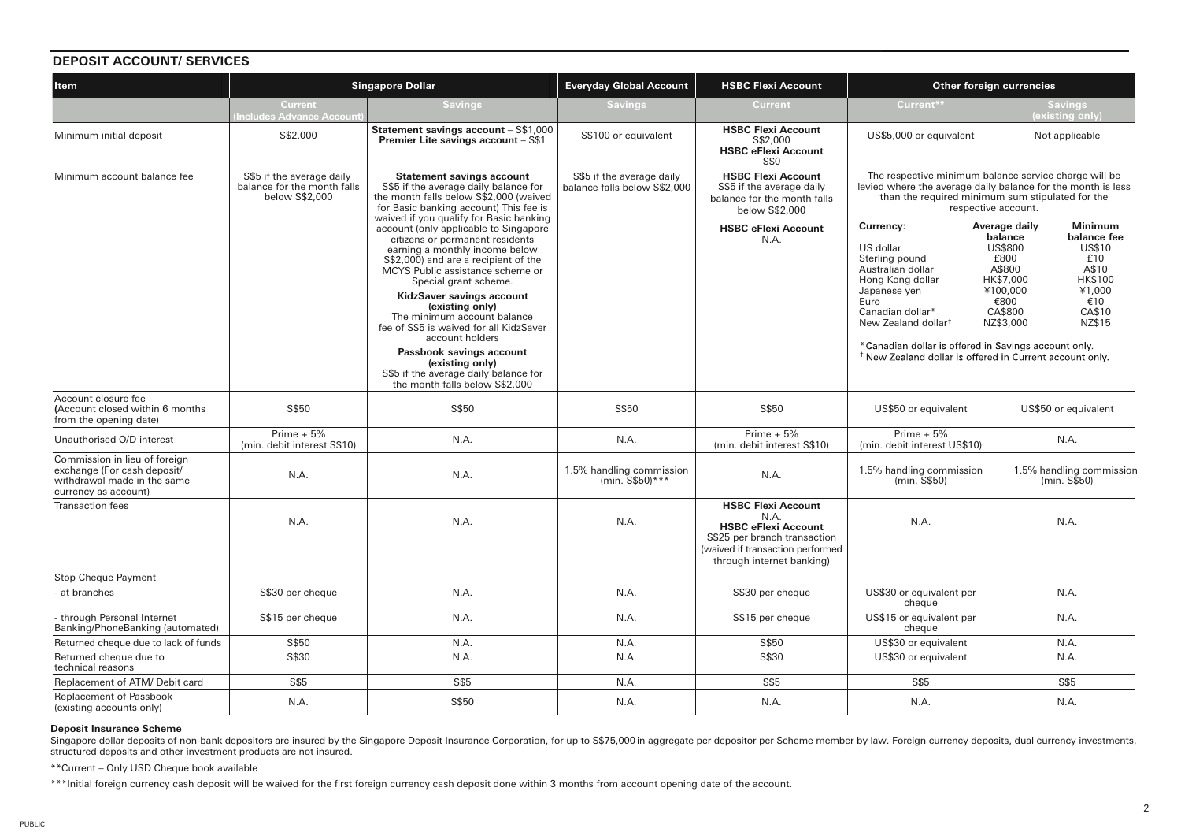## DEPOSIT ACCOUNT/ SERVICES

| Item | Singapore Dollar | | Everyday Global Account | HSBC Flexi Account | Other foreign currencies | |
|---|---|---|---|---|---|---|
| | Current (Includes Advance Account) | Savings | Savings | Current | Current** | Savings (existing only) |
| Minimum initial deposit | S$2,000 | **Statement savings account** – S$1,000<br>**Premier Lite savings account** – S$1 | S$100 or equivalent | **HSBC Flexi Account** S$2,000<br>**HSBC eFlexi Account** S$0 | US$5,000 or equivalent | Not applicable |
| Minimum account balance fee | S$5 if the average daily balance for the month falls below S$2,000 | **Statement savings account**<br>S$5 if the average daily balance for the month falls below S$2,000 (waived for Basic banking account) This fee is waived if you qualify for Basic banking account (only applicable to Singapore citizens or permanent residents earning a monthly income below S$2,000) and are a recipient of the MCYS Public assistance scheme or Special grant scheme.<br>**KidzSaver savings account (existing only)**<br>The minimum account balance fee of S$5 is waived for all KidzSaver account holders<br>**Passbook savings account (existing only)**<br>S$5 if the average daily balance for the month falls below S$2,000 | S$5 if the average daily balance falls below S$2,000 | **HSBC Flexi Account**<br>S$5 if the average daily balance for the month falls below S$2,000<br>**HSBC eFlexi Account**<br>N.A. | The respective minimum balance service charge will be levied where the average daily balance for the month is less than the required minimum sum stipulated for the respective account.<br>**Currency: / Average daily balance / Minimum balance fee**<br>US dollar / US$800 / US$10<br>Sterling pound / £800 / £10<br>Australian dollar / A$800 / A$10<br>Hong Kong dollar / HK$7,000 / HK$100<br>Japanese yen / ¥100,000 / ¥1,000<br>Euro / €800 / €10<br>Canadian dollar* / CA$800 / CA$10<br>New Zealand dollar† / NZ$3,000 / NZ$15<br>*Canadian dollar is offered in Savings account only.<br>† New Zealand dollar is offered in Current account only. | |
| Account closure fee (Account closed within 6 months from the opening date) | S$50 | S$50 | S$50 | S$50 | US$50 or equivalent | US$50 or equivalent |
| Unauthorised O/D interest | Prime + 5% (min. debit interest S$10) | N.A. | N.A. | Prime + 5% (min. debit interest S$10) | Prime + 5% (min. debit interest US$10) | N.A. |
| Commission in lieu of foreign exchange (For cash deposit/ withdrawal made in the same currency as account) | N.A. | N.A. | 1.5% handling commission (min. S$50)*** | N.A. | 1.5% handling commission (min. S$50) | 1.5% handling commission (min. S$50) |
| Transaction fees | N.A. | N.A. | N.A. | **HSBC Flexi Account**<br>N.A.<br>**HSBC eFlexi Account**<br>S$25 per branch transaction (waived if transaction performed through internet banking) | N.A. | N.A. |
| Stop Cheque Payment | | | | | | |
| - at branches | S$30 per cheque | N.A. | N.A. | S$30 per cheque | US$30 or equivalent per cheque | N.A. |
| - through Personal Internet Banking/PhoneBanking (automated) | S$15 per cheque | N.A. | N.A. | S$15 per cheque | US$15 or equivalent per cheque | N.A. |
| Returned cheque due to lack of funds | S$50 | N.A. | N.A. | S$50 | US$30 or equivalent | N.A. |
| Returned cheque due to technical reasons | S$30 | N.A. | N.A. | S$30 | US$30 or equivalent | N.A. |
| Replacement of ATM/ Debit card | S$5 | S$5 | N.A. | S$5 | S$5 | S$5 |
| Replacement of Passbook (existing accounts only) | N.A. | S$50 | N.A. | N.A. | N.A. | N.A. |

**Deposit Insurance Scheme**

Singapore dollar deposits of non-bank depositors are insured by the Singapore Deposit Insurance Corporation, for up to S$75,000 in aggregate per depositor per Scheme member by law. Foreign currency deposits, dual currency investments, structured deposits and other investment products are not insured.

**Current – Only USD Cheque book available

***Initial foreign currency cash deposit will be waived for the first foreign currency cash deposit done within 3 months from account opening date of the account.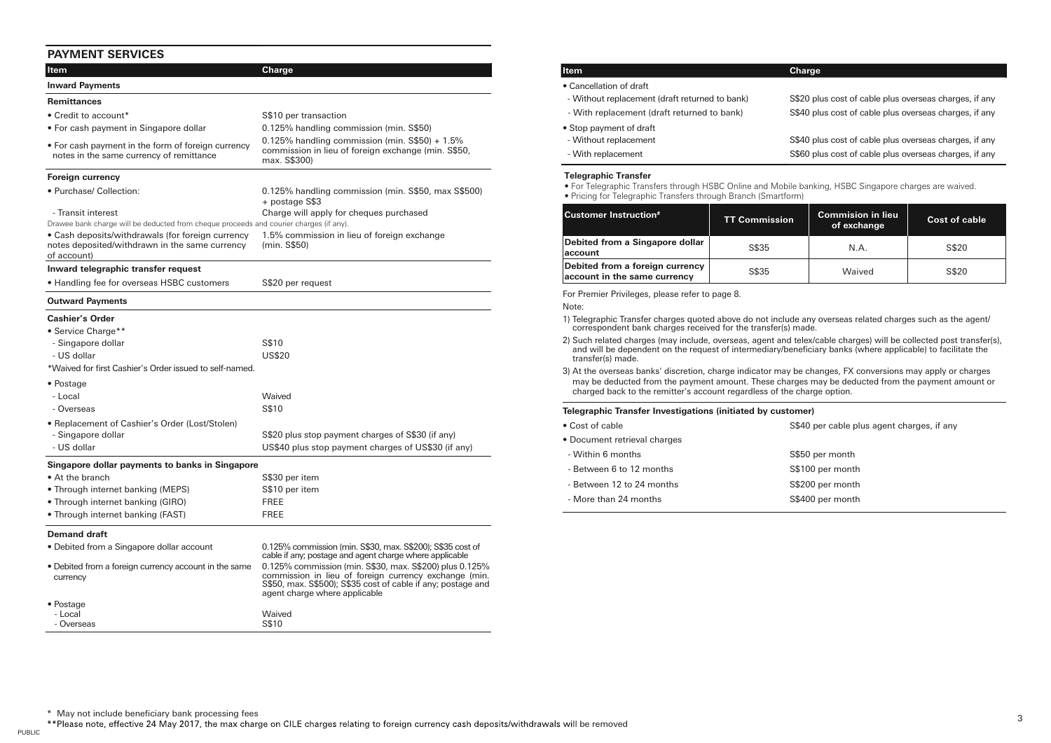## PAYMENT SERVICES

| Item | Charge |
|---|---|
| **Inward Payments** | |
| **Remittances** | |
| • Credit to account* | S$10 per transaction |
| • For cash payment in Singapore dollar | 0.125% handling commission (min. S$50) |
| • For cash payment in the form of foreign currency notes in the same currency of remittance | 0.125% handling commission (min. S$50) + 1.5% commission in lieu of foreign exchange (min. S$50, max. S$300) |
| **Foreign currency** | |
| • Purchase/ Collection: | 0.125% handling commission (min. S$50, max S$500) + postage S$3 |
| - Transit interest | Charge will apply for cheques purchased |
| Drawee bank charge will be deducted from cheque proceeds and courier charges (if any). | |
| • Cash deposits/withdrawals (for foreign currency notes deposited/withdrawn in the same currency of account) | 1.5% commission in lieu of foreign exchange (min. S$50) |
| **Inward telegraphic transfer request** | |
| • Handling fee for overseas HSBC customers | S$20 per request |
| **Outward Payments** | |
| **Cashier's Order** | |
| • Service Charge** | |
| - Singapore dollar | S$10 |
| - US dollar | US$20 |
| *Waived for first Cashier's Order issued to self-named. | |
| • Postage | |
| - Local | Waived |
| - Overseas | S$10 |
| • Replacement of Cashier's Order (Lost/Stolen) | |
| - Singapore dollar | S$20 plus stop payment charges of S$30 (if any) |
| - US dollar | US$40 plus stop payment charges of US$30 (if any) |
| **Singapore dollar payments to banks in Singapore** | |
| • At the branch | S$30 per item |
| • Through internet banking (MEPS) | S$10 per item |
| • Through internet banking (GIRO) | FREE |
| • Through internet banking (FAST) | FREE |
| **Demand draft** | |
| • Debited from a Singapore dollar account | 0.125% commission (min. S$30, max. S$200); S$35 cost of cable if any; postage and agent charge where applicable |
| • Debited from a foreign currency account in the same currency | 0.125% commission (min. S$30, max. S$200) plus 0.125% commission in lieu of foreign currency exchange (min. S$50, max. S$500); S$35 cost of cable if any; postage and agent charge where applicable |
| • Postage | |
| - Local | Waived |
| - Overseas | S$10 |

| Item | Charge |
|---|---|
| • Cancellation of draft | |
| - Without replacement (draft returned to bank) | S$20 plus cost of cable plus overseas charges, if any |
| - With replacement (draft returned to bank) | S$40 plus cost of cable plus overseas charges, if any |
| • Stop payment of draft | |
| - Without replacement | S$40 plus cost of cable plus overseas charges, if any |
| - With replacement | S$60 plus cost of cable plus overseas charges, if any |

**Telegraphic Transfer**

- For Telegraphic Transfers through HSBC Online and Mobile banking, HSBC Singapore charges are waived.
- Pricing for Telegraphic Transfers through Branch (Smartform)

| Customer Instruction# | TT Commission | Commision in lieu of exchange | Cost of cable |
|---|---|---|---|
| **Debited from a Singapore dollar account** | S$35 | N.A. | S$20 |
| **Debited from a foreign currency account in the same currency** | S$35 | Waived | S$20 |

For Premier Privileges, please refer to page 8.

Note:

1) Telegraphic Transfer charges quoted above do not include any overseas related charges such as the agent/ correspondent bank charges received for the transfer(s) made.
2) Such related charges (may include, overseas, agent and telex/cable charges) will be collected post transfer(s), and will be dependent on the request of intermediary/beneficiary banks (where applicable) to facilitate the transfer(s) made.
3) At the overseas banks' discretion, charge indicator may be changes, FX conversions may apply or charges may be deducted from the payment amount. These charges may be deducted from the payment amount or charged back to the remitter's account regardless of the charge option.

| Telegraphic Transfer Investigations (initiated by customer) | |
|---|---|
| • Cost of cable | S$40 per cable plus agent charges, if any |
| • Document retrieval charges | |
| - Within 6 months | S$50 per month |
| - Between 6 to 12 months | S$100 per month |
| - Between 12 to 24 months | S$200 per month |
| - More than 24 months | S$400 per month |

\* May not include beneficiary bank processing fees

\*\*Please note, effective 24 May 2017, the max charge on CILE charges relating to foreign currency cash deposits/withdrawals will be removed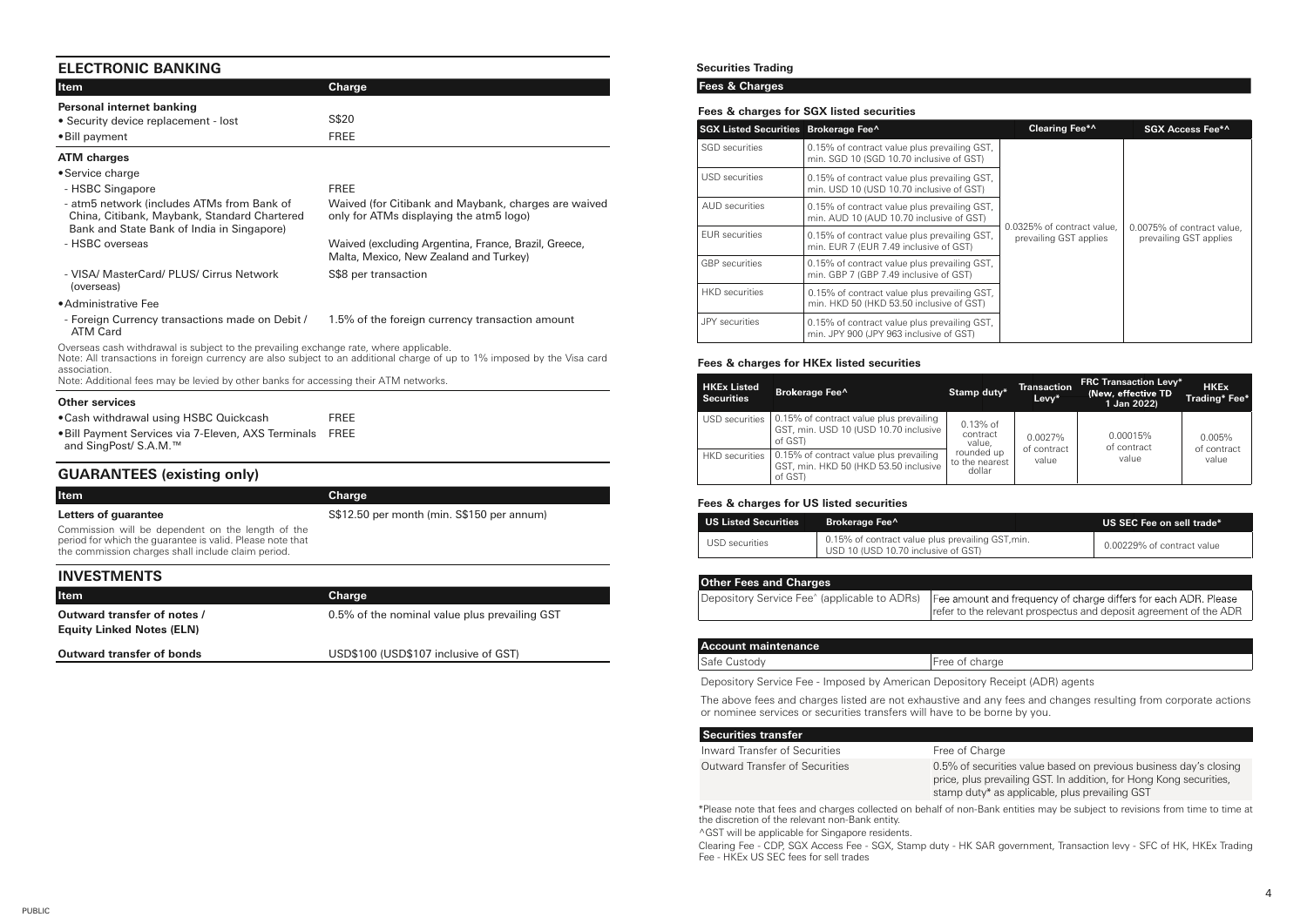## ELECTRONIC BANKING

| Item | Charge |
|---|---|
| **Personal internet banking** | |
| • Security device replacement - lost | S$20 |
| • Bill payment | FREE |
| **ATM charges** | |
| • Service charge | |
| - HSBC Singapore | FREE |
| - atm5 network (includes ATMs from Bank of China, Citibank, Maybank, Standard Chartered Bank and State Bank of India in Singapore) | Waived (for Citibank and Maybank, charges are waived only for ATMs displaying the atm5 logo) |
| - HSBC overseas | Waived (excluding Argentina, France, Brazil, Greece, Malta, Mexico, New Zealand and Turkey) |
| - VISA/ MasterCard/ PLUS/ Cirrus Network (overseas) | S$8 per transaction |
| • Administrative Fee | |
| - Foreign Currency transactions made on Debit / ATM Card | 1.5% of the foreign currency transaction amount |

Overseas cash withdrawal is subject to the prevailing exchange rate, where applicable.
Note: All transactions in foreign currency are also subject to an additional charge of up to 1% imposed by the Visa card association.
Note: Additional fees may be levied by other banks for accessing their ATM networks.

| **Other services** | |
|---|---|
| • Cash withdrawal using HSBC Quickcash | FREE |
| • Bill Payment Services via 7-Eleven, AXS Terminals and SingPost/ S.A.M.™ | FREE |

## GUARANTEES (existing only)

| Item | Charge |
|---|---|
| **Letters of guarantee** | S$12.50 per month (min. S$150 per annum) |

Commission will be dependent on the length of the period for which the guarantee is valid. Please note that the commission charges shall include claim period.

## INVESTMENTS

| Item | Charge |
|---|---|
| **Outward transfer of notes / Equity Linked Notes (ELN)** | 0.5% of the nominal value plus prevailing GST |
| **Outward transfer of bonds** | USD$100 (USD$107 inclusive of GST) |

**Securities Trading**

**Fees & Charges**

**Fees & charges for SGX listed securities**

| SGX Listed Securities | Brokerage Fee^ | Clearing Fee*^ | SGX Access Fee*^ |
|---|---|---|---|
| SGD securities | 0.15% of contract value plus prevailing GST, min. SGD 10 (SGD 10.70 inclusive of GST) | 0.0325% of contract value, prevailing GST applies | 0.0075% of contract value, prevailing GST applies |
| USD securities | 0.15% of contract value plus prevailing GST, min. USD 10 (USD 10.70 inclusive of GST) | | |
| AUD securities | 0.15% of contract value plus prevailing GST, min. AUD 10 (AUD 10.70 inclusive of GST) | | |
| EUR securities | 0.15% of contract value plus prevailing GST, min. EUR 7 (EUR 7.49 inclusive of GST) | | |
| GBP securities | 0.15% of contract value plus prevailing GST, min. GBP 7 (GBP 7.49 inclusive of GST) | | |
| HKD securities | 0.15% of contract value plus prevailing GST, min. HKD 50 (HKD 53.50 inclusive of GST) | | |
| JPY securities | 0.15% of contract value plus prevailing GST, min. JPY 900 (JPY 963 inclusive of GST) | | |

**Fees & charges for HKEx listed securities**

| HKEx Listed Securities | Brokerage Fee^ | Stamp duty* | Transaction Levy* | FRC Transaction Levy* (New, effective TD 1 Jan 2022) | HKEx Trading* Fee* |
|---|---|---|---|---|---|
| USD securities | 0.15% of contract value plus prevailing GST, min. USD 10 (USD 10.70 inclusive of GST) | 0.13% of contract value, rounded up to the nearest dollar | 0.0027% of contract value | 0.00015% of contract value | 0.005% of contract value |
| HKD securities | 0.15% of contract value plus prevailing GST, min. HKD 50 (HKD 53.50 inclusive of GST) | | | | |

**Fees & charges for US listed securities**

| US Listed Securities | Brokerage Fee^ | US SEC Fee on sell trade* |
|---|---|---|
| USD securities | 0.15% of contract value plus prevailing GST,min. USD 10 (USD 10.70 inclusive of GST) | 0.00229% of contract value |

| Other Fees and Charges | |
|---|---|
| Depository Service Fee˜ (applicable to ADRs) | Fee amount and frequency of charge differs for each ADR. Please refer to the relevant prospectus and deposit agreement of the ADR |

| Account maintenance | |
|---|---|
| Safe Custody | Free of charge |

Depository Service Fee - Imposed by American Depository Receipt (ADR) agents

The above fees and charges listed are not exhaustive and any fees and changes resulting from corporate actions or nominee services or securities transfers will have to be borne by you.

| Securities transfer | |
|---|---|
| Inward Transfer of Securities | Free of Charge |
| Outward Transfer of Securities | 0.5% of securities value based on previous business day's closing price, plus prevailing GST. In addition, for Hong Kong securities, stamp duty* as applicable, plus prevailing GST |

*Please note that fees and charges collected on behalf of non-Bank entities may be subject to revisions from time to time at the discretion of the relevant non-Bank entity.

^GST will be applicable for Singapore residents.

Clearing Fee - CDP, SGX Access Fee - SGX, Stamp duty - HK SAR government, Transaction levy - SFC of HK, HKEx Trading Fee - HKEx US SEC fees for sell trades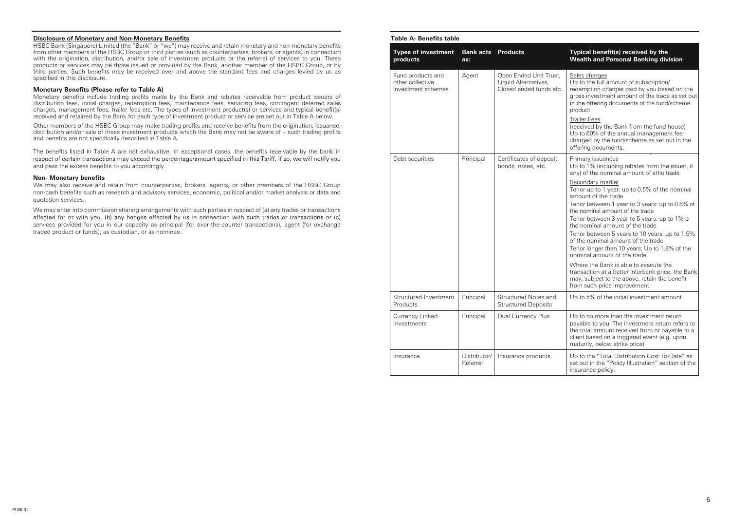## Disclosure of Monetary and Non-Monetary Benefits

HSBC Bank (Singapore) Limited (the "Bank" or "we") may receive and retain monetary and non-monetary benefits from other members of the HSBC Group or third parties (such as counterparties, brokers, or agents) in connection with the origination, distribution, and/or sale of investment products or the referral of services to you. These products or services may be those issued or provided by the Bank, another member of the HSBC Group, or by third parties. Such benefits may be received over and above the standard fees and charges levied by us as specified in this disclosure.

### Monetary Benefits (Please refer to Table A)

Monetary benefits include trading profits made by the Bank and rebates receivable from product issuers of distribution fees, initial charges, redemption fees, maintenance fees, servicing fees, contingent deferred sales charges, management fees, trailer fees etc. The types of investment product(s) or services and typical benefit(s) received and retained by the Bank for each type of investment product or service are set out in Table A below.

Other members of the HSBC Group may make trading profits and receive benefits from the origination, issuance, distribution and/or sale of these investment products which the Bank may not be aware of – such trading profits and benefits are not specifically described in Table A.

The benefits listed in Table A are not exhaustive. In exceptional cases, the benefits receivable by the bank in respect of certain transactions may exceed the percentage/amount specified in this Tariff. If so, we will notify you and pass the excess benefits to you accordingly.

### Non- Monetary benefits

We may also receive and retain from counterparties, brokers, agents, or other members of the HSBC Group non-cash benefits such as research and advisory services, economic, political and/or market analysis or data and quotation services.

We may enter into commission sharing arrangements with such parties in respect of (a) any trades or transactions affected for or with you, (b) any hedges effected by us in connection with such trades or transactions or (c) services provided for you in our capacity as principal (for over-the-counter transactions), agent (for exchange traded product or funds), as custodian, or as nominee.

### Table A- Benefits table

| Types of investment products | Bank acts as: | Products | Typical benefit(s) received by the Wealth and Personal Banking division |
|---|---|---|---|
| Fund products and other collective investment schemes | Agent | Open Ended Unit Trust, Liquid Alternatives, Closed ended funds etc. | Sales charges<br>Up to the full amount of subscription/ redemption charges paid by you based on the gross investment amount of the trade as set out in the offering documents of the fund/scheme product<br><br>Trailer Fees<br>(received by the Bank from the fund house) Up to 60% of the annual management fee charged by the fund/scheme as set out in the offering documents. |
| Debt securities | Principal | Certificates of deposit, bonds, notes, etc. | Primary issuances<br>Up to 1% (including rebates from the issuer, if any) of the nominal amount of athe trade<br><br>Secondary market<br>Tenor up to 1 year: up to 0.5% of the nominal amount of the trade<br>Tenor between 1 year to 3 years: up to 0.8% of the nominal amount of the trade<br>Tenor between 3 year to 5 years: up to 1% o the nominal amount of the trade<br>Tenor between 5 years to 10 years: up to 1.5% of the nominal amount of the trade<br>Tenor longer than 10 years: Up to 1.8% of the nominal amount of the trade<br><br>Where the Bank is able to execute the transaction at a better interbank price, the Bank may, subject to the above, retain the benefit from such price improvement. |
| Structured Investment Products | Principal | Structured Notes and Structured Deposits | Up to 5% of the initial investment amount |
| Currency Linked Investments | Principal | Dual Currency Plus | Up to no more than the investment return payable to you. The investment return refers to the total amount received from or payable to a client based on a triggered event (e.g. upon maturity, below strike price) |
| Insurance | Distributor/ Referrer | Insurance products | Up to the "Total Distribution Cost To-Date" as set out in the "Policy Illustration" section of the insurance policy. |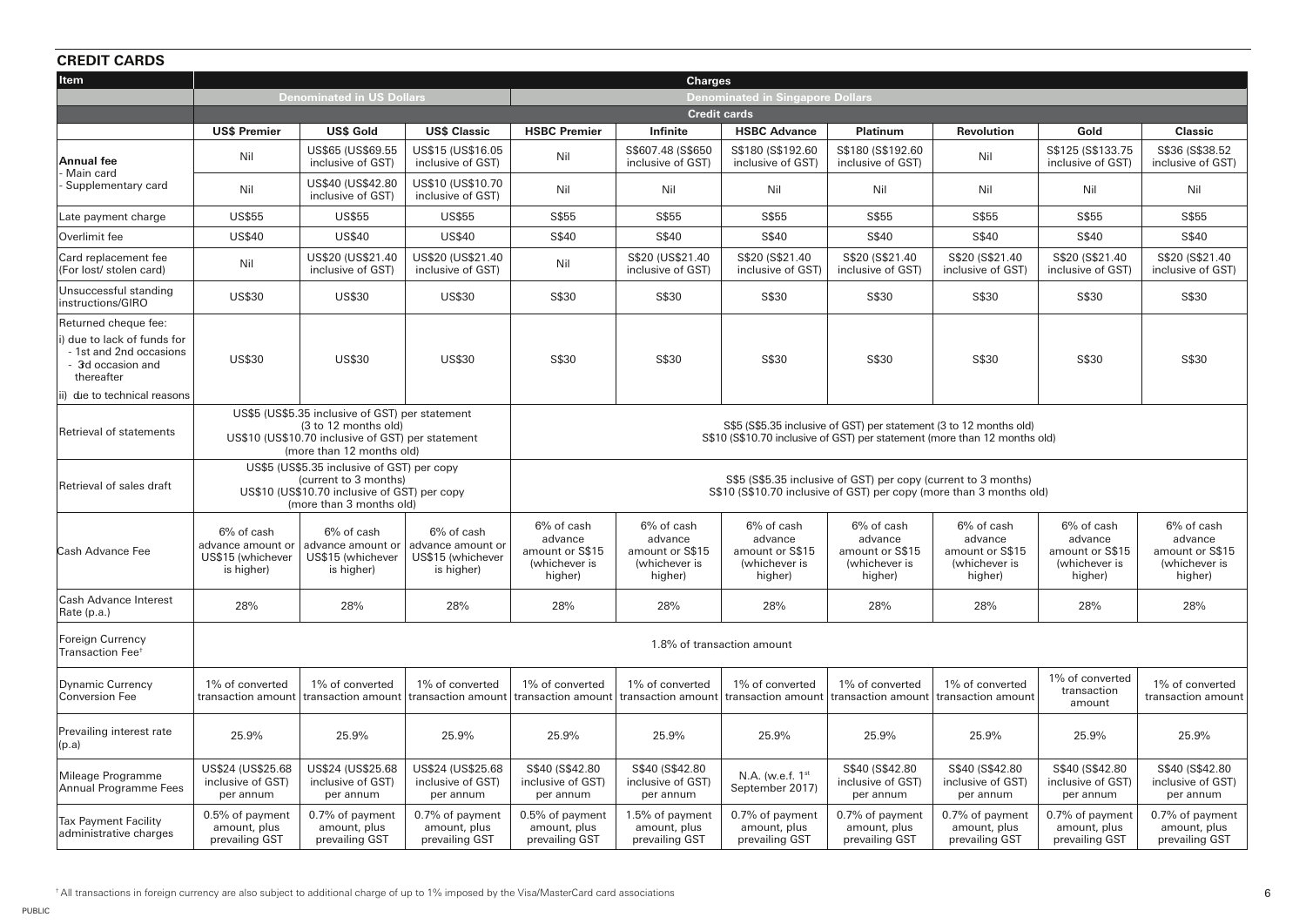## CREDIT CARDS

| Item | Charges | | | | | | | | | |
|---|---|---|---|---|---|---|---|---|---|---|
| | Denominated in US Dollars | | | Denominated in Singapore Dollars | | | | | | |
| | Credit cards | | | | | | | | | |
| | US$ Premier | US$ Gold | US$ Classic | HSBC Premier | Infinite | HSBC Advance | Platinum | Revolution | Gold | Classic |
| **Annual fee** - Main card | Nil | US$65 (US$69.55 inclusive of GST) | US$15 (US$16.05 inclusive of GST) | Nil | S$607.48 (S$650 inclusive of GST) | S$180 (S$192.60 inclusive of GST) | S$180 (S$192.60 inclusive of GST) | Nil | S$125 (S$133.75 inclusive of GST) | S$36 (S$38.52 inclusive of GST) |
| - Supplementary card | Nil | US$40 (US$42.80 inclusive of GST) | US$10 (US$10.70 inclusive of GST) | Nil | Nil | Nil | Nil | Nil | Nil | Nil |
| Late payment charge | US$55 | US$55 | US$55 | S$55 | S$55 | S$55 | S$55 | S$55 | S$55 | S$55 |
| Overlimit fee | US$40 | US$40 | US$40 | S$40 | S$40 | S$40 | S$40 | S$40 | S$40 | S$40 |
| Card replacement fee (For lost/ stolen card) | Nil | US$20 (US$21.40 inclusive of GST) | US$20 (US$21.40 inclusive of GST) | Nil | S$20 (US$21.40 inclusive of GST) | S$20 (S$21.40 inclusive of GST) | S$20 (S$21.40 inclusive of GST) | S$20 (S$21.40 inclusive of GST) | S$20 (S$21.40 inclusive of GST) | S$20 (S$21.40 inclusive of GST) |
| Unsuccessful standing instructions/GIRO | US$30 | US$30 | US$30 | S$30 | S$30 | S$30 | S$30 | S$30 | S$30 | S$30 |
| Returned cheque fee: i) due to lack of funds for - 1st and 2nd occasions - 3d occasion and thereafter ii) due to technical reasons | US$30 | US$30 | US$30 | S$30 | S$30 | S$30 | S$30 | S$30 | S$30 | S$30 |
| Retrieval of statements | US$5 (US$5.35 inclusive of GST) per statement (3 to 12 months old) US$10 (US$10.70 inclusive of GST) per statement (more than 12 months old) | | | S$5 (S$5.35 inclusive of GST) per statement (3 to 12 months old) S$10 (S$10.70 inclusive of GST) per statement (more than 12 months old) | | | | | | |
| Retrieval of sales draft | US$5 (US$5.35 inclusive of GST) per copy (current to 3 months) US$10 (US$10.70 inclusive of GST) per copy (more than 3 months old) | | | S$5 (S$5.35 inclusive of GST) per copy (current to 3 months) S$10 (S$10.70 inclusive of GST) per copy (more than 3 months old) | | | | | | |
| Cash Advance Fee | 6% of cash advance amount or US$15 (whichever is higher) | 6% of cash advance amount or US$15 (whichever is higher) | 6% of cash advance amount or US$15 (whichever is higher) | 6% of cash advance amount or S$15 (whichever is higher) | 6% of cash advance amount or S$15 (whichever is higher) | 6% of cash advance amount or S$15 (whichever is higher) | 6% of cash advance amount or S$15 (whichever is higher) | 6% of cash advance amount or S$15 (whichever is higher) | 6% of cash advance amount or S$15 (whichever is higher) | 6% of cash advance amount or S$15 (whichever is higher) |
| Cash Advance Interest Rate (p.a.) | 28% | 28% | 28% | 28% | 28% | 28% | 28% | 28% | 28% | 28% |
| Foreign Currency Transaction Fee† | 1.8% of transaction amount | | | | | | | | | |
| Dynamic Currency Conversion Fee | 1% of converted transaction amount | 1% of converted transaction amount | 1% of converted transaction amount | 1% of converted transaction amount | 1% of converted transaction amount | 1% of converted transaction amount | 1% of converted transaction amount | 1% of converted transaction amount | 1% of converted transaction amount | 1% of converted transaction amount |
| Prevailing interest rate (p.a) | 25.9% | 25.9% | 25.9% | 25.9% | 25.9% | 25.9% | 25.9% | 25.9% | 25.9% | 25.9% |
| Mileage Programme Annual Programme Fees | US$24 (US$25.68 inclusive of GST) per annum | US$24 (US$25.68 inclusive of GST) per annum | US$24 (US$25.68 inclusive of GST) per annum | S$40 (S$42.80 inclusive of GST) per annum | S$40 (S$42.80 inclusive of GST) per annum | N.A. (w.e.f. 1st September 2017) | S$40 (S$42.80 inclusive of GST) per annum | S$40 (S$42.80 inclusive of GST) per annum | S$40 (S$42.80 inclusive of GST) per annum | S$40 (S$42.80 inclusive of GST) per annum |
| Tax Payment Facility administrative charges | 0.5% of payment amount, plus prevailing GST | 0.7% of payment amount, plus prevailing GST | 0.7% of payment amount, plus prevailing GST | 0.5% of payment amount, plus prevailing GST | 1.5% of payment amount, plus prevailing GST | 0.7% of payment amount, plus prevailing GST | 0.7% of payment amount, plus prevailing GST | 0.7% of payment amount, plus prevailing GST | 0.7% of payment amount, plus prevailing GST | 0.7% of payment amount, plus prevailing GST |

† All transactions in foreign currency are also subject to additional charge of up to 1% imposed by the Visa/MasterCard card associations

PUBLIC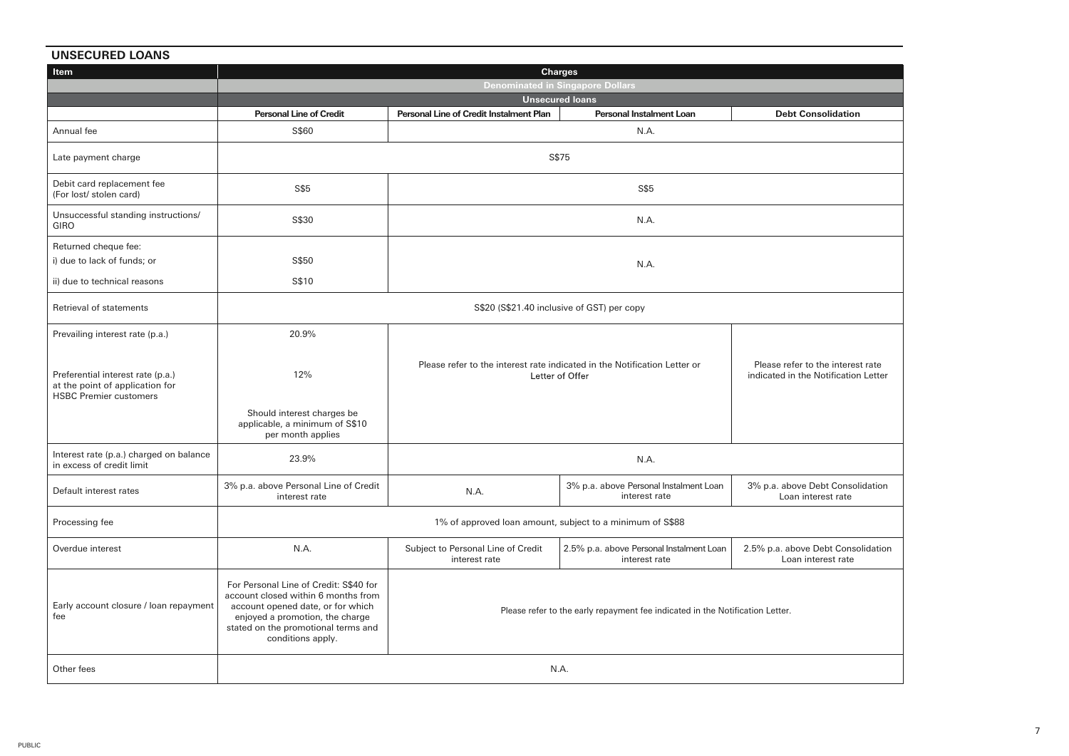## UNSECURED LOANS

| Item | Charges | | | |
|---|---|---|---|---|
| | Denominated in Singapore Dollars | | | |
| | Unsecured loans | | | |
| | **Personal Line of Credit** | **Personal Line of Credit Instalment Plan** | **Personal Instalment Loan** | **Debt Consolidation** |
| Annual fee | S$60 | N.A. | | |
| Late payment charge | S$75 | | | |
| Debit card replacement fee (For lost/ stolen card) | S$5 | S$5 | | |
| Unsuccessful standing instructions/ GIRO | S$30 | N.A. | | |
| Returned cheque fee:<br>i) due to lack of funds; or<br>ii) due to technical reasons | <br>S$50<br>S$10 | N.A. | | |
| Retrieval of statements | S$20 (S$21.40 inclusive of GST) per copy | | | |
| Prevailing interest rate (p.a.)<br><br>Preferential interest rate (p.a.) at the point of application for HSBC Premier customers | 20.9%<br><br>12%<br><br>Should interest charges be applicable, a minimum of S$10 per month applies | Please refer to the interest rate indicated in the Notification Letter or Letter of Offer | | Please refer to the interest rate indicated in the Notification Letter |
| Interest rate (p.a.) charged on balance in excess of credit limit | 23.9% | N.A. | | |
| Default interest rates | 3% p.a. above Personal Line of Credit interest rate | N.A. | 3% p.a. above Personal Instalment Loan interest rate | 3% p.a. above Debt Consolidation Loan interest rate |
| Processing fee | 1% of approved loan amount, subject to a minimum of S$88 | | | |
| Overdue interest | N.A. | Subject to Personal Line of Credit interest rate | 2.5% p.a. above Personal Instalment Loan interest rate | 2.5% p.a. above Debt Consolidation Loan interest rate |
| Early account closure / loan repayment fee | For Personal Line of Credit: S$40 for account closed within 6 months from account opened date, or for which enjoyed a promotion, the charge stated on the promotional terms and conditions apply. | Please refer to the early repayment fee indicated in the Notification Letter. | | |
| Other fees | N.A. | | | |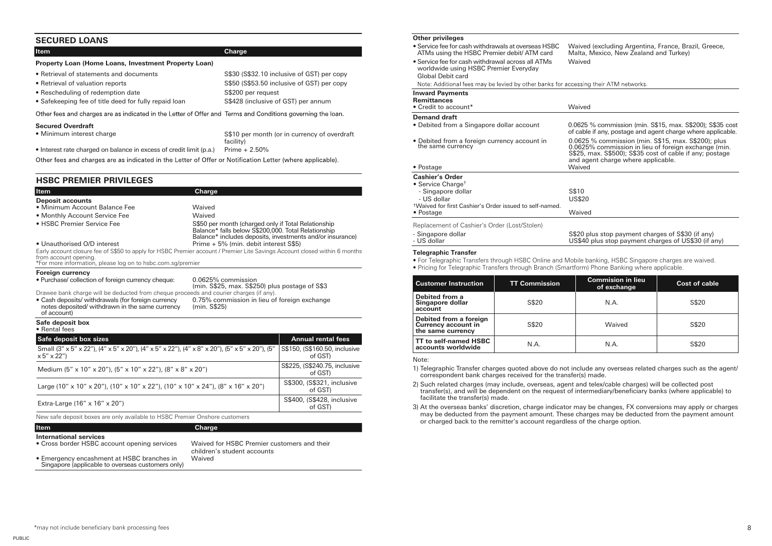## SECURED LOANS

| Item | Charge |
|---|---|
| **Property Loan (Home Loans, Investment Property Loan)** | |
| • Retrieval of statements and documents | S$30 (S$32.10 inclusive of GST) per copy |
| • Retrieval of valuation reports | S$50 (S$53.50 inclusive of GST) per copy |
| • Rescheduling of redemption date | S$200 per request |
| • Safekeeping fee of title deed for fully repaid loan | S$428 (inclusive of GST) per annum |

Other fees and charges are as indicated in the Letter of Offer and Terms and Conditions governing the loan.

**Secured Overdraft**

| | |
|---|---|
| • Minimum interest charge | S$10 per month (or in currency of overdraft facility) |
| • Interest rate charged on balance in excess of credit limit (p.a.) | Prime + 2.50% |

Other fees and charges are as indicated in the Letter of Offer or Notification Letter (where applicable).

## HSBC PREMIER PRIVILEGES

| Item | Charge |
|---|---|
| **Deposit accounts** | |
| • Minimum Account Balance Fee | Waived |
| • Monthly Account Service Fee | Waived |
| • HSBC Premier Service Fee | S$50 per month (charged only if Total Relationship Balance* falls below S$200,000. Total Relationship Balance* includes deposits, investments and/or insurance) |
| • Unauthorised O/D interest | Prime + 5% (min. debit interest S$5) |

Early account closure fee of S$50 to apply for HSBC Premier account / Premier Lite Savings Account closed within 6 months from account opening.
*For more information, please log on to hsbc.com.sg/premier

**Foreign currency**

| | |
|---|---|
| • Purchase/ collection of foreign currency cheque: | 0.0625% commission (min. S$25, max. S$250) plus postage of S$3 |

Drawee bank charge will be deducted from cheque proceeds and courier charges (if any).

| | |
|---|---|
| • Cash deposits/ withdrawals (for foreign currency notes deposited/ withdrawn in the same currency of account) | 0.75% commission in lieu of foreign exchange (min. S$25) |

**Safe deposit box**
• Rental fees

| Safe deposit box sizes | Annual rental fees |
|---|---|
| Small (3" x 5" x 22"), (4" x 5" x 20"), (4" x 5" x 22"), (4" x 8" x 20"), (5" x 5" x 20"), (5" x 5" x 22") | S$150, (S$160.50, inclusive of GST) |
| Medium (5" x 10" x 20"), (5" x 10" x 22"), (8" x 8" x 20") | S$225, (S$240.75, inclusive of GST) |
| Large (10" x 10" x 20"), (10" x 10" x 22"), (10" x 10" x 24"), (8" x 16" x 20") | S$300, (S$321, inclusive of GST) |
| Extra-Large (16" x 16" x 20") | S$400, (S$428, inclusive of GST) |

New safe deposit boxes are only available to HSBC Premier Onshore customers

| Item | Charge |
|---|---|
| **International services** | |
| • Cross border HSBC account opening services | Waived for HSBC Premier customers and their children's student accounts |
| • Emergency encashment at HSBC branches in Singapore (applicable to overseas customers only) | Waived |

**Other privileges**

| | |
|---|---|
| • Service fee for cash withdrawals at overseas HSBC ATMs using the HSBC Premier debit/ ATM card | Waived (excluding Argentina, France, Brazil, Greece, Malta, Mexico, New Zealand and Turkey) |
| • Service fee for cash withdrawal across all ATMs worldwide using HSBC Premier Everyday Global Debit card | Waived |

Note: Additional fees may be levied by other banks for accessing their ATM networks.

**Inward Payments**
**Remittances**

| | |
|---|---|
| • Credit to account* | Waived |

**Demand draft**

| | |
|---|---|
| • Debited from a Singapore dollar account | 0.0625 % commission (min. S$15, max. S$200); S$35 cost of cable if any, postage and agent charge where applicable. |
| • Debited from a foreign currency account in the same currency | 0.0625 % commission (min. S$15, max. S$200); plus 0.0625% commission in lieu of foreign exchange (min. S$25, max. S$500); S$35 cost of cable if any; postage and agent charge where applicable. |
| • Postage | Waived |

**Cashier's Order**

| | |
|---|---|
| • Service Charge† | |
| - Singapore dollar | S$10 |
| - US dollar | US$20 |
| †Waived for first Cashier's Order issued to self-named. | |
| • Postage | Waived |

Replacement of Cashier's Order (Lost/Stolen)

| | |
|---|---|
| - Singapore dollar | S$20 plus stop payment charges of S$30 (if any) |
| - US dollar | US$40 plus stop payment charges of US$30 (if any) |

**Telegraphic Transfer**

- For Telegraphic Transfers through HSBC Online and Mobile banking, HSBC Singapore charges are waived.
- Pricing for Telegraphic Transfers through Branch (Smartform) Phone Banking where applicable.

| Customer Instruction | TT Commission | Commision in lieu of exchange | Cost of cable |
|---|---|---|---|
| Debited from a Singapore dollar account | S$20 | N.A. | S$20 |
| Debited from a foreign Currency account in the same currency | S$20 | Waived | S$20 |
| TT to self-named HSBC accounts worldwide | N.A. | N.A. | S$20 |

Note:

1) Telegraphic Transfer charges quoted above do not include any overseas related charges such as the agent/ correspondent bank charges received for the transfer(s) made.
2) Such related charges (may include, overseas, agent and telex/cable charges) will be collected post transfer(s), and will be dependent on the request of intermediary/beneficiary banks (where applicable) to facilitate the transfer(s) made.
3) At the overseas banks' discretion, charge indicator may be changes, FX conversions may apply or charges may be deducted from the payment amount. These charges may be deducted from the payment amount or charged back to the remitter's account regardless of the charge option.

*may not include beneficiary bank processing fees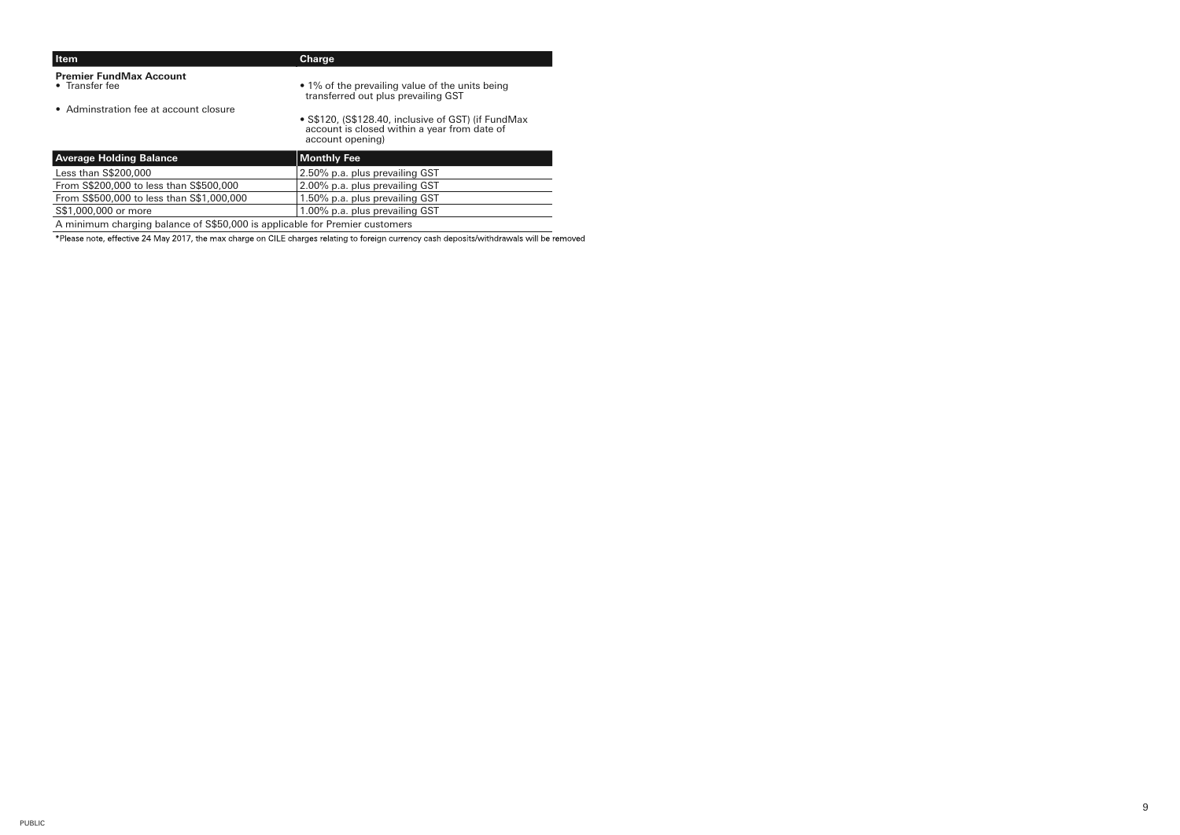| Item | Charge |
|---|---|
| **Premier FundMax Account**<br>• Transfer fee | • 1% of the prevailing value of the units being transferred out plus prevailing GST |
| • Adminstration fee at account closure | • S$120, (S$128.40, inclusive of GST) (if FundMax account is closed within a year from date of account opening) |

| Average Holding Balance | Monthly Fee |
|---|---|
| Less than S$200,000 | 2.50% p.a. plus prevailing GST |
| From S$200,000 to less than S$500,000 | 2.00% p.a. plus prevailing GST |
| From S$500,000 to less than S$1,000,000 | 1.50% p.a. plus prevailing GST |
| S$1,000,000 or more | 1.00% p.a. plus prevailing GST |
| A minimum charging balance of S$50,000 is applicable for Premier customers | |

*Please note, effective 24 May 2017, the max charge on CILE charges relating to foreign currency cash deposits/withdrawals will be removed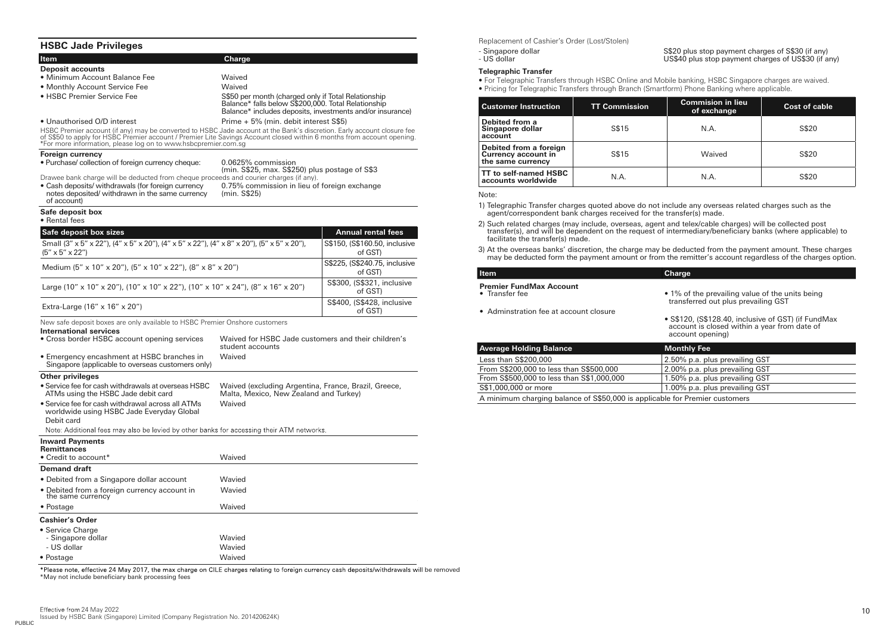## HSBC Jade Privileges

| Item | Charge |
|---|---|
| **Deposit accounts** | |
| • Minimum Account Balance Fee | Waived |
| • Monthly Account Service Fee | Waived |
| • HSBC Premier Service Fee | S$50 per month (charged only if Total Relationship Balance* falls below S$200,000. Total Relationship Balance* includes deposits, investments and/or insurance) |
| • Unauthorised O/D interest | Prime + 5% (min. debit interest S$5) |

HSBC Premier account (if any) may be converted to HSBC Jade account at the Bank's discretion. Early account closure fee of S$50 to apply for HSBC Premier account / Premier Lite Savings Account closed within 6 months from account opening.
*For more information, please log on to www.hsbcpremier.com.sg

**Foreign currency**

| | |
|---|---|
| • Purchase/ collection of foreign currency cheque: | 0.0625% commission (min. S$25, max. S$250) plus postage of S$3 |

Drawee bank charge will be deducted from cheque proceeds and courier charges (if any).

| | |
|---|---|
| • Cash deposits/ withdrawals (for foreign currency notes deposited/ withdrawn in the same currency of account) | 0.75% commission in lieu of foreign exchange (min. S$25) |

**Safe deposit box**
• Rental fees

| Safe deposit box sizes | Annual rental fees |
|---|---|
| Small (3" x 5" x 22"), (4" x 5" x 20"), (4" x 5" x 22"), (4" x 8" x 20"), (5" x 5" x 20"), (5" x 5" x 22") | S$150, (S$160.50, inclusive of GST) |
| Medium (5" x 10" x 20"), (5" x 10" x 22"), (8" x 8" x 20") | S$225, (S$240.75, inclusive of GST) |
| Large (10" x 10" x 20"), (10" x 10" x 22"), (10" x 10" x 24"), (8" x 16" x 20") | S$300, (S$321, inclusive of GST) |
| Extra-Large (16" x 16" x 20") | S$400, (S$428, inclusive of GST) |

New safe deposit boxes are only available to HSBC Premier Onshore customers

**International services**

| | |
|---|---|
| • Cross border HSBC account opening services | Waived for HSBC Jade customers and their children's student accounts |
| • Emergency encashment at HSBC branches in Singapore (applicable to overseas customers only) | Waived |

**Other privileges**

| | |
|---|---|
| • Service fee for cash withdrawals at overseas HSBC ATMs using the HSBC Jade debit card | Waived (excluding Argentina, France, Brazil, Greece, Malta, Mexico, New Zealand and Turkey) |
| • Service fee for cash withdrawal across all ATMs worldwide using HSBC Jade Everyday Global Debit card | Waived |

Note: Additional fees may also be levied by other banks for accessing their ATM networks.

| | |
|---|---|
| **Inward Payments** | |
| **Remittances** | |
| • Credit to account* | Waived |
| **Demand draft** | |
| • Debited from a Singapore dollar account | Wavied |
| • Debited from a foreign currency account in the same currency | Wavied |
| • Postage | Waived |
| **Cashier's Order** | |
| • Service Charge | |
| - Singapore dollar | Wavied |
| - US dollar | Wavied |
| • Postage | Waived |

*Please note, effective 24 May 2017, the max charge on CILE charges relating to foreign currency cash deposits/withdrawals will be removed
*May not include beneficiary bank processing fees

Replacement of Cashier's Order (Lost/Stolen)

| | |
|---|---|
| - Singapore dollar | S$20 plus stop payment charges of S$30 (if any) |
| - US dollar | US$40 plus stop payment charges of US$30 (if any) |

**Telegraphic Transfer**

- For Telegraphic Transfers through HSBC Online and Mobile banking, HSBC Singapore charges are waived.
- Pricing for Telegraphic Transfers through Branch (Smartform) Phone Banking where applicable.

| Customer Instruction | TT Commission | Commision in lieu of exchange | Cost of cable |
|---|---|---|---|
| Debited from a Singapore dollar account | S$15 | N.A. | S$20 |
| Debited from a foreign Currency account in the same currency | S$15 | Waived | S$20 |
| TT to self-named HSBC accounts worldwide | N.A. | N.A. | S$20 |

Note:

1) Telegraphic Transfer charges quoted above do not include any overseas related charges such as the agent/correspondent bank charges received for the transfer(s) made.
2) Such related charges (may include, overseas, agent and telex/cable charges) will be collected post transfer(s), and will be dependent on the request of intermediary/beneficiary banks (where applicable) to facilitate the transfer(s) made.
3) At the overseas banks' discretion, the charge may be deducted from the payment amount. These charges may be deducted form the payment amount or from the remitter's account regardless of the charges option.

| Item | Charge |
|---|---|
| **Premier FundMax Account** | |
| • Transfer fee | • 1% of the prevailing value of the units being transferred out plus prevailing GST |
| • Adminstration fee at account closure | • S$120, (S$128.40, inclusive of GST) (if FundMax account is closed within a year from date of account opening) |

| Average Holding Balance | Monthly Fee |
|---|---|
| Less than S$200,000 | 2.50% p.a. plus prevailing GST |
| From S$200,000 to less than S$500,000 | 2.00% p.a. plus prevailing GST |
| From S$500,000 to less than S$1,000,000 | 1.50% p.a. plus prevailing GST |
| S$1,000,000 or more | 1.00% p.a. plus prevailing GST |
| A minimum charging balance of S$50,000 is applicable for Premier customers | |

Effective from 24 May 2022
Issued by HSBC Bank (Singapore) Limited (Company Registration No. 201420624K)